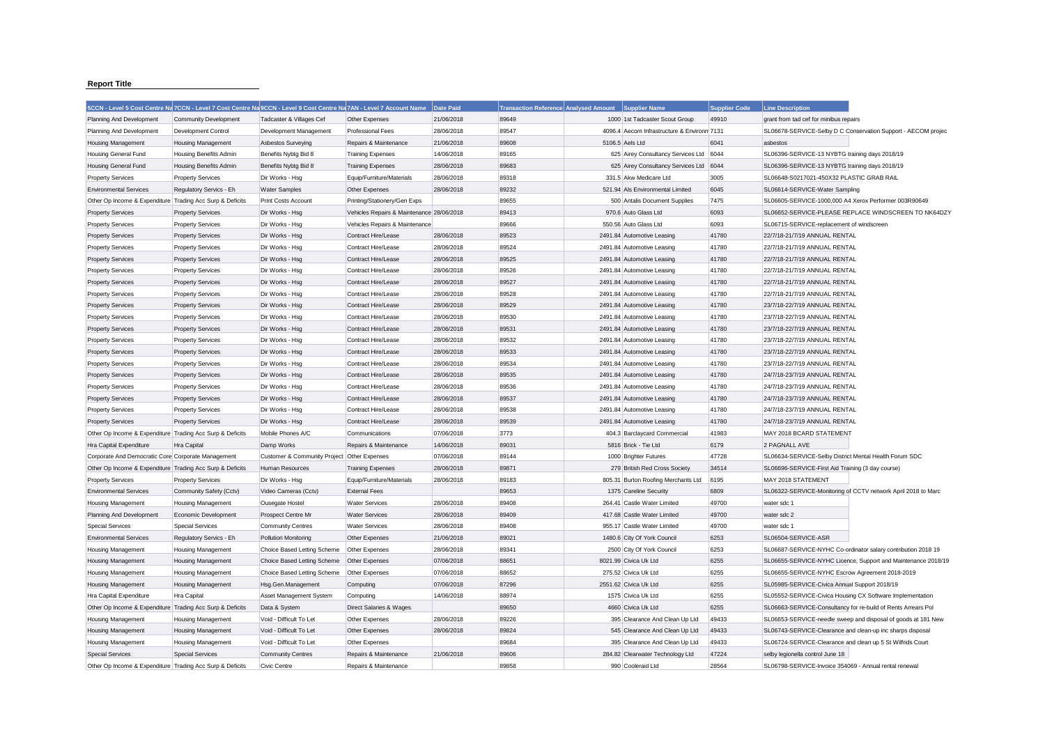**Report Title**

| 5CCN - Level 5 Cost Centre Na | 7CCN - Level 7 Cost Centre Na | 9CCN - Level 9 Cost Centre Na | 7AN - Level 7 Account Name | Date Paid | Transaction Reference | Analysed Amount | Supplier Name | Supplier Code | Line Description |
|---|---|---|---|---|---|---|---|---|---|
| Planning And Development | Community Development | Tadcaster & Villages Cef | Other Expenses | 21/06/2018 | 89649 | 1000 | 1st Tadcaster Scout Group | 49910 | grant from tad cef for minibus repairs |
| Planning And Development | Development Control | Development Management | Professional Fees | 28/06/2018 | 89547 | 4096.4 | Aecom Infrastructure & Environm | 7131 | SL06678-SERVICE-Selby D C Conservation Support - AECOM projec |
| Housing Management | Housing Management | Asbestos Surveying | Repairs & Maintenance | 21/06/2018 | 89608 | 5106.5 | Aels Ltd | 6041 | asbestos |
| Housing General Fund | Housing Benefits Admin | Benefits Nybtg Bid 8 | Training Expenses | 14/06/2018 | 89165 | 625 | Airey Consultancy Services Ltd | 6044 | SL06396-SERVICE-13 NYBTG training days 2018/19 |
| Housing General Fund | Housing Benefits Admin | Benefits Nybtg Bid 8 | Training Expenses | 28/06/2018 | 89683 | 625 | Airey Consultancy Services Ltd | 6044 | SL06396-SERVICE-13 NYBTG training days 2018/19 |
| Property Services | Property Services | Dir Works - Hsg | Equip/Furniture/Materials | 28/06/2018 | 89318 | 331.5 | Akw Medicare Ltd | 3005 | SL06648-S0217021-450X32 PLASTIC GRAB RAIL |
| Environmental Services | Regulatory Servics - Eh | Water Samples | Other Expenses | 28/06/2018 | 89232 | 521.94 | Als Environmental Limited | 6045 | SL06614-SERVICE-Water Sampling |
| Other Op Income & Expenditure | Trading Acc Surp & Deficits | Print Costs Account | Printing/Stationery/Gen Exps | | 89655 | 500 | Antalis Document Supplies | 7475 | SL06605-SERVICE-1000,000 A4 Xerox Performer 003R90649 |
| Property Services | Property Services | Dir Works - Hsg | Vehicles Repairs & Maintenance | 28/06/2018 | 89413 | 970.6 | Auto Glass Ltd | 6093 | SL06652-SERVICE-PLEASE REPLACE WINDSCREEN TO NK64DZY |
| Property Services | Property Services | Dir Works - Hsg | Vehicles Repairs & Maintenance | | 89666 | 550.56 | Auto Glass Ltd | 6093 | SL06715-SERVICE-replacement of windscreen |
| Property Services | Property Services | Dir Works - Hsg | Contract Hire/Lease | 28/06/2018 | 89523 | 2491.84 | Automotive Leasing | 41780 | 22/7/18-21/7/19 ANNUAL RENTAL |
| Property Services | Property Services | Dir Works - Hsg | Contract Hire/Lease | 28/06/2018 | 89524 | 2491.84 | Automotive Leasing | 41780 | 22/7/18-21/7/19 ANNUAL RENTAL |
| Property Services | Property Services | Dir Works - Hsg | Contract Hire/Lease | 28/06/2018 | 89525 | 2491.84 | Automotive Leasing | 41780 | 22/7/18-21/7/19 ANNUAL RENTAL |
| Property Services | Property Services | Dir Works - Hsg | Contract Hire/Lease | 28/06/2018 | 89526 | 2491.84 | Automotive Leasing | 41780 | 22/7/18-21/7/19 ANNUAL RENTAL |
| Property Services | Property Services | Dir Works - Hsg | Contract Hire/Lease | 28/06/2018 | 89527 | 2491.84 | Automotive Leasing | 41780 | 22/7/18-21/7/19 ANNUAL RENTAL |
| Property Services | Property Services | Dir Works - Hsg | Contract Hire/Lease | 28/06/2018 | 89528 | 2491.84 | Automotive Leasing | 41780 | 22/7/18-21/7/19 ANNUAL RENTAL |
| Property Services | Property Services | Dir Works - Hsg | Contract Hire/Lease | 28/06/2018 | 89529 | 2491.84 | Automotive Leasing | 41780 | 23/7/18-22/7/19 ANNUAL RENTAL |
| Property Services | Property Services | Dir Works - Hsg | Contract Hire/Lease | 28/06/2018 | 89530 | 2491.84 | Automotive Leasing | 41780 | 23/7/18-22/7/19 ANNUAL RENTAL |
| Property Services | Property Services | Dir Works - Hsg | Contract Hire/Lease | 28/06/2018 | 89531 | 2491.84 | Automotive Leasing | 41780 | 23/7/18-22/7/19 ANNUAL RENTAL |
| Property Services | Property Services | Dir Works - Hsg | Contract Hire/Lease | 28/06/2018 | 89532 | 2491.84 | Automotive Leasing | 41780 | 23/7/18-22/7/19 ANNUAL RENTAL |
| Property Services | Property Services | Dir Works - Hsg | Contract Hire/Lease | 28/06/2018 | 89533 | 2491.84 | Automotive Leasing | 41780 | 23/7/18-22/7/19 ANNUAL RENTAL |
| Property Services | Property Services | Dir Works - Hsg | Contract Hire/Lease | 28/06/2018 | 89534 | 2491.84 | Automotive Leasing | 41780 | 23/7/18-22/7/19 ANNUAL RENTAL |
| Property Services | Property Services | Dir Works - Hsg | Contract Hire/Lease | 28/06/2018 | 89535 | 2491.84 | Automotive Leasing | 41780 | 24/7/18-23/7/19 ANNUAL RENTAL |
| Property Services | Property Services | Dir Works - Hsg | Contract Hire/Lease | 28/06/2018 | 89536 | 2491.84 | Automotive Leasing | 41780 | 24/7/18-23/7/19 ANNUAL RENTAL |
| Property Services | Property Services | Dir Works - Hsg | Contract Hire/Lease | 28/06/2018 | 89537 | 2491.84 | Automotive Leasing | 41780 | 24/7/18-23/7/19 ANNUAL RENTAL |
| Property Services | Property Services | Dir Works - Hsg | Contract Hire/Lease | 28/06/2018 | 89538 | 2491.84 | Automotive Leasing | 41780 | 24/7/18-23/7/19 ANNUAL RENTAL |
| Property Services | Property Services | Dir Works - Hsg | Contract Hire/Lease | 28/06/2018 | 89539 | 2491.84 | Automotive Leasing | 41780 | 24/7/18-23/7/19 ANNUAL RENTAL |
| Other Op Income & Expenditure | Trading Acc Surp & Deficits | Mobile Phones A/C | Communications | 07/06/2018 | 3773 | 404.3 | Barclaycard Commercial | 41983 | MAY 2018 BCARD STATEMENT |
| Hra Capital Expenditure | Hra Capital | Damp Works | Repairs & Maintenance | 14/06/2018 | 89031 | 5816 | Brick - Tie Ltd | 6179 | 2 PAGNALL AVE |
| Corporate And Democratic Core | Corporate Management | Customer & Community Project | Other Expenses | 07/06/2018 | 89144 | 1000 | Brighter Futures | 47728 | SL06634-SERVICE-Selby District Mental Health Forum SDC |
| Other Op Income & Expenditure | Trading Acc Surp & Deficits | Human Resources | Training Expenses | 28/06/2018 | 89871 | 279 | British Red Cross Society | 34514 | SL06696-SERVICE-First Aid Training (3 day course) |
| Property Services | Property Services | Dir Works - Hsg | Equip/Furniture/Materials | 28/06/2018 | 89183 | 805.31 | Burton Roofing Merchants Ltd | 6195 | MAY 2018 STATEMENT |
| Environmental Services | Community Safety (Cctv) | Video Cameras (Cctv) | External Fees | | 89653 | 1375 | Careline Security | 6809 | SL06322-SERVICE-Monitoring of CCTV network April 2018 to Marc |
| Housing Management | Housing Management | Ousegate Hostel | Water Services | 28/06/2018 | 89408 | 264.41 | Castle Water Limited | 49700 | water sdc 1 |
| Planning And Development | Economic Development | Prospect Centre Mr | Water Services | 28/06/2018 | 89409 | 417.68 | Castle Water Limited | 49700 | water sdc 2 |
| Special Services | Special Services | Community Centres | Water Services | 28/06/2018 | 89408 | 955.17 | Castle Water Limited | 49700 | water sdc 1 |
| Environmental Services | Regulatory Servics - Eh | Pollution Monitoring | Other Expenses | 21/06/2018 | 89021 | 1480.6 | City Of York Council | 6253 | SL06504-SERVICE-ASR |
| Housing Management | Housing Management | Choice Based Letting Scheme | Other Expenses | 28/06/2018 | 89341 | 2500 | City Of York Council | 6253 | SL06687-SERVICE-NYHC Co-ordinator salary contribution 2018 19 |
| Housing Management | Housing Management | Choice Based Letting Scheme | Other Expenses | 07/06/2018 | 88651 | 8021.99 | Civica Uk Ltd | 6255 | SL06655-SERVICE-NYHC Licence, Support and Maintenance 2018/19 |
| Housing Management | Housing Management | Choice Based Letting Scheme | Other Expenses | 07/06/2018 | 88652 | 275.52 | Civica Uk Ltd | 6255 | SL06655-SERVICE-NYHC Escrow Agreement 2018-2019 |
| Housing Management | Housing Management | Hsg.Gen.Management | Computing | 07/06/2018 | 87296 | 2551.62 | Civica Uk Ltd | 6255 | SL05985-SERVICE-Civica Annual Support 2018/19 |
| Hra Capital Expenditure | Hra Capital | Asset Management System | Computing | 14/06/2018 | 88974 | 1575 | Civica Uk Ltd | 6255 | SL05552-SERVICE-Civica Housing CX Software Implementation |
| Other Op Income & Expenditure | Trading Acc Surp & Deficits | Data & System | Direct Salaries & Wages | | 89650 | 4660 | Civica Uk Ltd | 6255 | SL06663-SERVICE-Consultancy for re-build of Rents Arrears Pol |
| Housing Management | Housing Management | Void - Difficult To Let | Other Expenses | 28/06/2018 | 89226 | 395 | Clearance And Clean Up Ltd | 49433 | SL06653-SERVICE-needle sweep and disposal of goods at 181 New |
| Housing Management | Housing Management | Void - Difficult To Let | Other Expenses | 28/06/2018 | 89824 | 545 | Clearance And Clean Up Ltd | 49433 | SL06743-SERVICE-Clearance and clean-up inc sharps disposal |
| Housing Management | Housing Management | Void - Difficult To Let | Other Expenses | | 89684 | 395 | Clearance And Clean Up Ltd | 49433 | SL06724-SERVICE-Clearance and clean up 5 St Wilfrids Court |
| Special Services | Special Services | Community Centres | Repairs & Maintenance | 21/06/2018 | 89606 | 284.82 | Clearwater Technology Ltd | 47224 | selby legionella control June 18 |
| Other Op Income & Expenditure | Trading Acc Surp & Deficits | Civic Centre | Repairs & Maintenance | | 89858 | 990 | Cooleraid Ltd | 28564 | SL06798-SERVICE-Invoice 354069 - Annual rental renewal |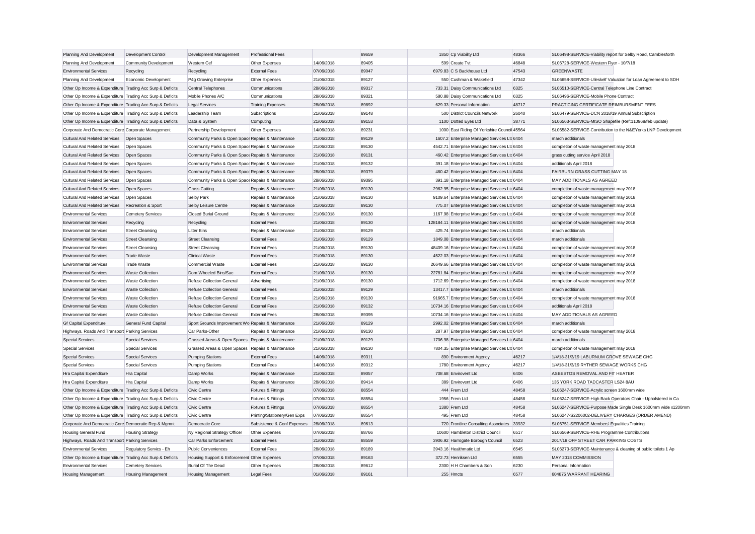| | | | | | | | | | |
|---|---|---|---|---|---|---|---|---|---|
| Planning And Development | Development Control | Development Management | Professional Fees | | 89659 | 1850 | Cp Viability Ltd | 48366 | SL06498-SERVICE-Viability report for Selby Road, Camblesforth |
| Planning And Development | Community Development | Western Cef | Other Expenses | 14/06/2018 | 89405 | 599 | Create Tvt | 46848 | SL06728-SERVICE-Western Flyer - 10/7/18 |
| Environmental Services | Recycling | Recycling | External Fees | 07/06/2018 | 89047 | 6979.83 | C S Backhouse Ltd | 47543 | GREENWASTE |
| Planning And Development | Economic Development | P4g Growing Enterprise | Other Expenses | 21/06/2018 | 89127 | 550 | Cushman & Wakefield | 47342 | SL06658-SERVICE-Ulleskelf Valuation for Loan Agreement to SDH |
| Other Op Income & Expenditure | Trading Acc Surp & Deficits | Central Telephones | Communications | 28/06/2018 | 89317 | 733.31 | Daisy Communications Ltd | 6325 | SL06510-SERVICE-Central Telephone Line Contract |
| Other Op Income & Expenditure | Trading Acc Surp & Deficits | Mobile Phones A/C | Communications | 28/06/2018 | 89321 | 580.88 | Daisy Communications Ltd | 6325 | SL06496-SERVICE-Mobile Phone Contract |
| Other Op Income & Expenditure | Trading Acc Surp & Deficits | Legal Services | Training Expenses | 28/06/2018 | 89892 | 629.33 | Personal Information | 48717 | PRACTICING CERTIFICATE REIMBURSMENT FEES |
| Other Op Income & Expenditure | Trading Acc Surp & Deficits | Leadership Team | Subscriptions | 21/06/2018 | 89148 | 500 | District Councils Network | 26040 | SL06479-SERVICE-DCN 2018/19 Annual Subscription |
| Other Op Income & Expenditure | Trading Acc Surp & Deficits | Data & System | Computing | 21/06/2018 | 89153 | 1100 | Dotted Eyes Ltd | 38771 | SL06563-SERVICE-MISO Shapefile (Ref:110968/feb update) |
| Corporate And Democratic Core | Corporate Management | Partnership Development | Other Expenses | 14/06/2018 | 89231 | 1000 | East Riding Of Yorkshire Council | 45564 | SL06582-SERVICE-Contribution to the N&EYorks LNP Development |
| Cultural And Related Services | Open Spaces | Community Parks & Open Space | Repairs & Maintenance | 21/06/2018 | 89129 | 1607.2 | Enterprise Managed Services Ltd | 6404 | march additionals |
| Cultural And Related Services | Open Spaces | Community Parks & Open Space | Repairs & Maintenance | 21/06/2018 | 89130 | 4542.71 | Enterprise Managed Services Ltd | 6404 | completion of waste management may 2018 |
| Cultural And Related Services | Open Spaces | Community Parks & Open Space | Repairs & Maintenance | 21/06/2018 | 89131 | 460.42 | Enterprise Managed Services Ltd | 6404 | grass cutting service April 2018 |
| Cultural And Related Services | Open Spaces | Community Parks & Open Space | Repairs & Maintenance | 21/06/2018 | 89132 | 391.18 | Enterprise Managed Services Ltd | 6404 | additionals April 2018 |
| Cultural And Related Services | Open Spaces | Community Parks & Open Space | Repairs & Maintenance | 28/06/2018 | 89379 | 460.42 | Enterprise Managed Services Ltd | 6404 | FAIRBURN GRASS CUTTING MAY 18 |
| Cultural And Related Services | Open Spaces | Community Parks & Open Space | Repairs & Maintenance | 28/06/2018 | 89395 | 391.18 | Enterprise Managed Services Ltd | 6404 | MAY ADDITIONALS AS AGREED |
| Cultural And Related Services | Open Spaces | Grass Cutting | Repairs & Maintenance | 21/06/2018 | 89130 | 2962.95 | Enterprise Managed Services Ltd | 6404 | completion of waste management may 2018 |
| Cultural And Related Services | Open Spaces | Selby Park | Repairs & Maintenance | 21/06/2018 | 89130 | 9109.64 | Enterprise Managed Services Ltd | 6404 | completion of waste management may 2018 |
| Cultural And Related Services | Recreation & Sport | Selby Leisure Centre | Repairs & Maintenance | 21/06/2018 | 89130 | 775.07 | Enterprise Managed Services Ltd | 6404 | completion of waste management may 2018 |
| Environmental Services | Cemetery Services | Closed Burial Ground | Repairs & Maintenance | 21/06/2018 | 89130 | 1167.98 | Enterprise Managed Services Ltd | 6404 | completion of waste management may 2018 |
| Environmental Services | Recycling | Recycling | External Fees | 21/06/2018 | 89130 | 128184.11 | Enterprise Managed Services Ltd | 6404 | completion of waste management may 2018 |
| Environmental Services | Street Cleansing | Litter Bins | Repairs & Maintenance | 21/06/2018 | 89129 | 425.74 | Enterprise Managed Services Ltd | 6404 | march additionals |
| Environmental Services | Street Cleansing | Street Cleansing | External Fees | 21/06/2018 | 89129 | 1849.08 | Enterprise Managed Services Ltd | 6404 | march additionals |
| Environmental Services | Street Cleansing | Street Cleansing | External Fees | 21/06/2018 | 89130 | 48409.16 | Enterprise Managed Services Ltd | 6404 | completion of waste management may 2018 |
| Environmental Services | Trade Waste | Clinical Waste | External Fees | 21/06/2018 | 89130 | 4522.03 | Enterprise Managed Services Ltd | 6404 | completion of waste management may 2018 |
| Environmental Services | Trade Waste | Commercial Waste | External Fees | 21/06/2018 | 89130 | 26649.66 | Enterprise Managed Services Ltd | 6404 | completion of waste management may 2018 |
| Environmental Services | Waste Collection | Dom.Wheeled Bins/Sac | External Fees | 21/06/2018 | 89130 | 22781.84 | Enterprise Managed Services Ltd | 6404 | completion of waste management may 2018 |
| Environmental Services | Waste Collection | Refuse Collection General | Advertising | 21/06/2018 | 89130 | 1712.69 | Enterprise Managed Services Ltd | 6404 | completion of waste management may 2018 |
| Environmental Services | Waste Collection | Refuse Collection General | External Fees | 21/06/2018 | 89129 | 13417.7 | Enterprise Managed Services Ltd | 6404 | march additionals |
| Environmental Services | Waste Collection | Refuse Collection General | External Fees | 21/06/2018 | 89130 | 91665.7 | Enterprise Managed Services Ltd | 6404 | completion of waste management may 2018 |
| Environmental Services | Waste Collection | Refuse Collection General | External Fees | 21/06/2018 | 89132 | 10734.16 | Enterprise Managed Services Ltd | 6404 | additionals April 2018 |
| Environmental Services | Waste Collection | Refuse Collection General | External Fees | 28/06/2018 | 89395 | 10734.16 | Enterprise Managed Services Ltd | 6404 | MAY ADDITIONALS AS AGREED |
| Gf Capital Expenditure | General Fund Capital | Sport Grounds Improvement Wo | Repairs & Maintenance | 21/06/2018 | 89129 | 2992.02 | Enterprise Managed Services Ltd | 6404 | march additionals |
| Highways, Roads And Transport | Parking Services | Car Parks-Other | Repairs & Maintenance | 21/06/2018 | 89130 | 287.97 | Enterprise Managed Services Ltd | 6404 | completion of waste management may 2018 |
| Special Services | Special Services | Grassed Areas & Open Spaces | Repairs & Maintenance | 21/06/2018 | 89129 | 1706.98 | Enterprise Managed Services Ltd | 6404 | march additionals |
| Special Services | Special Services | Grassed Areas & Open Spaces | Repairs & Maintenance | 21/06/2018 | 89130 | 7804.35 | Enterprise Managed Services Ltd | 6404 | completion of waste management may 2018 |
| Special Services | Special Services | Pumping Stations | External Fees | 14/06/2018 | 89311 | 890 | Environment Agency | 46217 | 1/4/18-31/3/19 LABURNUM GROVE SEWAGE CHG |
| Special Services | Special Services | Pumping Stations | External Fees | 14/06/2018 | 89312 | 1780 | Environment Agency | 46217 | 1/4/18-31/3/19 RYTHER SEWAGE WORKS CHG |
| Hra Capital Expenditure | Hra Capital | Damp Works | Repairs & Maintenance | 21/06/2018 | 89057 | 708.68 | Envirovent Ltd | 6406 | ASBESTOS REMOVAL AND FIT HEATER |
| Hra Capital Expenditure | Hra Capital | Damp Works | Repairs & Maintenance | 28/06/2018 | 89414 | 389 | Envirovent Ltd | 6406 | 135 YORK ROAD TADCASTER LS24 8AU |
| Other Op Income & Expenditure | Trading Acc Surp & Deficits | Civic Centre | Fixtures & Fittings | 07/06/2018 | 88554 | 444 | Frem Ltd | 48458 | SL06247-SERVICE-Acrylic screen 1600mm wide |
| Other Op Income & Expenditure | Trading Acc Surp & Deficits | Civic Centre | Fixtures & Fittings | 07/06/2018 | 88554 | 1956 | Frem Ltd | 48458 | SL06247-SERVICE-High Back Operators Chair - Upholstered in Ca |
| Other Op Income & Expenditure | Trading Acc Surp & Deficits | Civic Centre | Fixtures & Fittings | 07/06/2018 | 88554 | 1380 | Frem Ltd | 48458 | SL06247-SERVICE-Purpose Made Single Desk 1600mm wide x1200mm |
| Other Op Income & Expenditure | Trading Acc Surp & Deficits | Civic Centre | Printing/Stationery/Gen Exps | 07/06/2018 | 88554 | 495 | Frem Ltd | 48458 | SL06247-S2206002-DELIVERY CHARGES (ORDER AMEND) |
| Corporate And Democratic Core | Democratic Rep & Mgmnt | Democratic Core | Subsistence & Conf Expenses | 28/06/2018 | 89613 | 720 | Frontline Consulting Associates | 33932 | SL06751-SERVICE-Members' Equalities Training |
| Housing General Fund | Housing Strategy | Ny Regional Strategy Officer | Other Expenses | 07/06/2018 | 88766 | 10600 | Hambleton District Council | 6517 | SL06569-SERVICE-RHE Programme Contributions |
| Highways, Roads And Transport | Parking Services | Car Parks Enforcement | External Fees | 21/06/2018 | 88559 | 3906.92 | Harrogate Borough Council | 6523 | 2017/18 OFF STREET CAR PARKING COSTS |
| Environmental Services | Regulatory Servics - Eh | Public Conveniences | External Fees | 28/06/2018 | 89189 | 3943.16 | Healthmatic Ltd | 6545 | SL06273-SERVICE-Maintenance & cleaning of public toilets 1 Ap |
| Other Op Income & Expenditure | Trading Acc Surp & Deficits | Housing Support & Enforcement | Other Expenses | 07/06/2018 | 89163 | 372.73 | Henriksen Ltd | 6555 | MAY 2018 COMMISSION |
| Environmental Services | Cemetery Services | Burial Of The Dead | Other Expenses | 28/06/2018 | 89612 | 2300 | H H Chambers & Son | 6230 | Personal Information |
| Housing Management | Housing Management | Housing Management | Legal Fees | 01/06/2018 | 89161 | 255 | Hmcts | 6577 | 604875 WARRANT HEARING |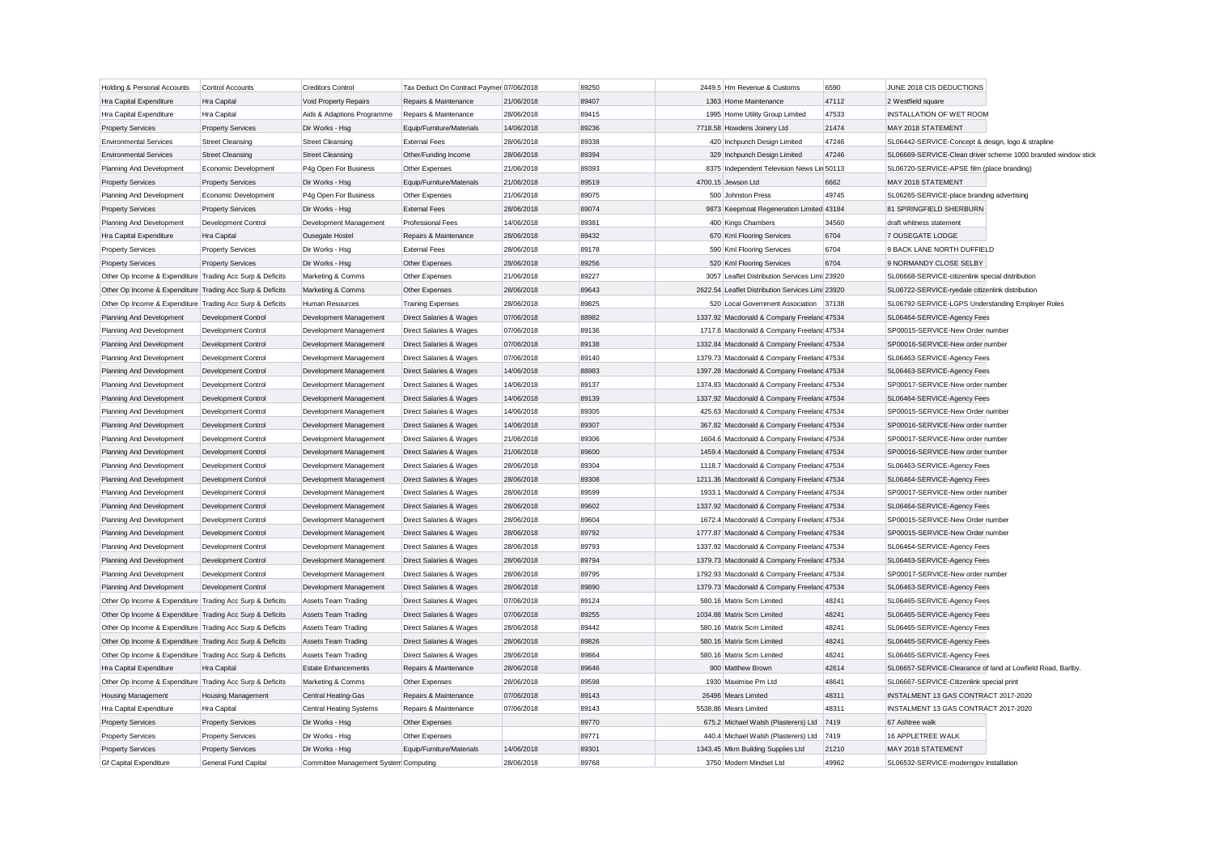| | | | | | | | | | |
|---|---|---|---|---|---|---|---|---|---|
| Holding & Personal Accounts | Control Accounts | Creditors Control | Tax Deduct On Contract Paymer | 07/06/2018 | 89250 | 2449.5 | Hm Revenue & Customs | 6590 | JUNE 2018 CIS DEDUCTIONS |
| Hra Capital Expenditure | Hra Capital | Void Property Repairs | Repairs & Maintenance | 21/06/2018 | 89407 | 1363 | Home Maintenance | 47112 | 2 Westfield square |
| Hra Capital Expenditure | Hra Capital | Aids & Adaptions Programme | Repairs & Maintenance | 28/06/2018 | 89415 | 1995 | Home Utility Group Limited | 47533 | INSTALLATION OF WET ROOM |
| Property Services | Property Services | Dir Works - Hsg | Equip/Furniture/Materials | 14/06/2018 | 89236 | 7718.58 | Howdens Joinery Ltd | 21474 | MAY 2018 STATEMENT |
| Environmental Services | Street Cleansing | Street Cleansing | External Fees | 28/06/2018 | 89338 | 420 | Inchpunch Design Limited | 47246 | SL06442-SERVICE-Concept & design, logo & strapline |
| Environmental Services | Street Cleansing | Street Cleansing | Other/Funding Income | 28/06/2018 | 89394 | 329 | Inchpunch Design Limited | 47246 | SL06669-SERVICE-Clean driver scheme 1000 branded window stick |
| Planning And Development | Economic Development | P4g Open For Business | Other Expenses | 21/06/2018 | 89393 | 8375 | Independent Television News Lin | 50113 | SL06720-SERVICE-APSE film (place branding) |
| Property Services | Property Services | Dir Works - Hsg | Equip/Furniture/Materials | 21/06/2018 | 89519 | 4700.15 | Jewson Ltd | 6662 | MAY 2018 STATEMENT |
| Planning And Development | Economic Development | P4g Open For Business | Other Expenses | 21/06/2018 | 89075 | 500 | Johnston Press | 49745 | SL06265-SERVICE-place branding advertising |
| Property Services | Property Services | Dir Works - Hsg | External Fees | 28/06/2018 | 89074 | 9873 | Keepmoat Regeneration Limited | 43184 | 81 SPRINGFIELD SHERBURN |
| Planning And Development | Development Control | Development Management | Professional Fees | 14/06/2018 | 89381 | 400 | Kings Chambers | 34560 | draft whitness statement |
| Hra Capital Expenditure | Hra Capital | Ousegate Hostel | Repairs & Maintenance | 28/06/2018 | 89432 | 670 | Kml Flooring Services | 6704 | 7 OUSEGATE LODGE |
| Property Services | Property Services | Dir Works - Hsg | External Fees | 28/06/2018 | 89178 | 590 | Kml Flooring Services | 6704 | 9 BACK LANE NORTH DUFFIELD |
| Property Services | Property Services | Dir Works - Hsg | Other Expenses | 28/06/2018 | 89256 | 520 | Kml Flooring Services | 6704 | 9 NORMANDY CLOSE SELBY |
| Other Op Income & Expenditure | Trading Acc Surp & Deficits | Marketing & Comms | Other Expenses | 21/06/2018 | 89227 | 3057 | Leaflet Distribution Services Limi | 23920 | SL06668-SERVICE-citizenlink special distribution |
| Other Op Income & Expenditure | Trading Acc Surp & Deficits | Marketing & Comms | Other Expenses | 28/06/2018 | 89643 | 2622.54 | Leaflet Distribution Services Limi | 23920 | SL06722-SERVICE-ryedale citizenlink distribution |
| Other Op Income & Expenditure | Trading Acc Surp & Deficits | Human Resources | Training Expenses | 28/06/2018 | 89825 | 520 | Local Government Association | 37138 | SL06792-SERVICE-LGPS Understanding Employer Roles |
| Planning And Development | Development Control | Development Management | Direct Salaries & Wages | 07/06/2018 | 88982 | 1337.92 | Macdonald & Company Freelanc | 47534 | SL06464-SERVICE-Agency Fees |
| Planning And Development | Development Control | Development Management | Direct Salaries & Wages | 07/06/2018 | 89136 | 1717.6 | Macdonald & Company Freelanc | 47534 | SP00015-SERVICE-New Order number |
| Planning And Development | Development Control | Development Management | Direct Salaries & Wages | 07/06/2018 | 89138 | 1332.84 | Macdonald & Company Freelanc | 47534 | SP00016-SERVICE-New order number |
| Planning And Development | Development Control | Development Management | Direct Salaries & Wages | 07/06/2018 | 89140 | 1379.73 | Macdonald & Company Freelanc | 47534 | SL06463-SERVICE-Agency Fees |
| Planning And Development | Development Control | Development Management | Direct Salaries & Wages | 14/06/2018 | 88983 | 1397.28 | Macdonald & Company Freelanc | 47534 | SL06463-SERVICE-Agency Fees |
| Planning And Development | Development Control | Development Management | Direct Salaries & Wages | 14/06/2018 | 89137 | 1374.83 | Macdonald & Company Freelanc | 47534 | SP00017-SERVICE-New order number |
| Planning And Development | Development Control | Development Management | Direct Salaries & Wages | 14/06/2018 | 89139 | 1337.92 | Macdonald & Company Freelanc | 47534 | SL06464-SERVICE-Agency Fees |
| Planning And Development | Development Control | Development Management | Direct Salaries & Wages | 14/06/2018 | 89305 | 425.63 | Macdonald & Company Freelanc | 47534 | SP00015-SERVICE-New Order number |
| Planning And Development | Development Control | Development Management | Direct Salaries & Wages | 14/06/2018 | 89307 | 367.82 | Macdonald & Company Freelanc | 47534 | SP00016-SERVICE-New order number |
| Planning And Development | Development Control | Development Management | Direct Salaries & Wages | 21/06/2018 | 89306 | 1604.6 | Macdonald & Company Freelanc | 47534 | SP00017-SERVICE-New order number |
| Planning And Development | Development Control | Development Management | Direct Salaries & Wages | 21/06/2018 | 89600 | 1459.4 | Macdonald & Company Freelanc | 47534 | SP00016-SERVICE-New order number |
| Planning And Development | Development Control | Development Management | Direct Salaries & Wages | 28/06/2018 | 89304 | 1118.7 | Macdonald & Company Freelanc | 47534 | SL06463-SERVICE-Agency Fees |
| Planning And Development | Development Control | Development Management | Direct Salaries & Wages | 28/06/2018 | 89308 | 1211.36 | Macdonald & Company Freelanc | 47534 | SL06464-SERVICE-Agency Fees |
| Planning And Development | Development Control | Development Management | Direct Salaries & Wages | 28/06/2018 | 89599 | 1933.1 | Macdonald & Company Freelanc | 47534 | SP00017-SERVICE-New order number |
| Planning And Development | Development Control | Development Management | Direct Salaries & Wages | 28/06/2018 | 89602 | 1337.92 | Macdonald & Company Freelanc | 47534 | SL06464-SERVICE-Agency Fees |
| Planning And Development | Development Control | Development Management | Direct Salaries & Wages | 28/06/2018 | 89604 | 1672.4 | Macdonald & Company Freelanc | 47534 | SP00015-SERVICE-New Order number |
| Planning And Development | Development Control | Development Management | Direct Salaries & Wages | 28/06/2018 | 89792 | 1777.87 | Macdonald & Company Freelanc | 47534 | SP00015-SERVICE-New Order number |
| Planning And Development | Development Control | Development Management | Direct Salaries & Wages | 28/06/2018 | 89793 | 1337.92 | Macdonald & Company Freelanc | 47534 | SL06464-SERVICE-Agency Fees |
| Planning And Development | Development Control | Development Management | Direct Salaries & Wages | 28/06/2018 | 89794 | 1379.73 | Macdonald & Company Freelanc | 47534 | SL06463-SERVICE-Agency Fees |
| Planning And Development | Development Control | Development Management | Direct Salaries & Wages | 28/06/2018 | 89795 | 1792.93 | Macdonald & Company Freelanc | 47534 | SP00017-SERVICE-New order number |
| Planning And Development | Development Control | Development Management | Direct Salaries & Wages | 28/06/2018 | 89890 | 1379.73 | Macdonald & Company Freelanc | 47534 | SL06463-SERVICE-Agency Fees |
| Other Op Income & Expenditure | Trading Acc Surp & Deficits | Assets Team Trading | Direct Salaries & Wages | 07/06/2018 | 89124 | 580.16 | Matrix Scm Limited | 48241 | SL06465-SERVICE-Agency Fees |
| Other Op Income & Expenditure | Trading Acc Surp & Deficits | Assets Team Trading | Direct Salaries & Wages | 07/06/2018 | 89255 | 1034.88 | Matrix Scm Limited | 48241 | SL06465-SERVICE-Agency Fees |
| Other Op Income & Expenditure | Trading Acc Surp & Deficits | Assets Team Trading | Direct Salaries & Wages | 28/06/2018 | 89442 | 580.16 | Matrix Scm Limited | 48241 | SL06465-SERVICE-Agency Fees |
| Other Op Income & Expenditure | Trading Acc Surp & Deficits | Assets Team Trading | Direct Salaries & Wages | 28/06/2018 | 89826 | 580.16 | Matrix Scm Limited | 48241 | SL06465-SERVICE-Agency Fees |
| Other Op Income & Expenditure | Trading Acc Surp & Deficits | Assets Team Trading | Direct Salaries & Wages | 28/06/2018 | 89864 | 580.16 | Matrix Scm Limited | 48241 | SL06465-SERVICE-Agency Fees |
| Hra Capital Expenditure | Hra Capital | Estate Enhancements | Repairs & Maintenance | 28/06/2018 | 89646 | 900 | Matthew Brown | 42614 | SL06657-SERVICE-Clearance of land at Lowfield Road, Barlby. |
| Other Op Income & Expenditure | Trading Acc Surp & Deficits | Marketing & Comms | Other Expenses | 28/06/2018 | 89598 | 1930 | Maximise Pm Ltd | 48641 | SL06667-SERVICE-Citizenlink special print |
| Housing Management | Housing Management | Central Heating-Gas | Repairs & Maintenance | 07/06/2018 | 89143 | 26496 | Mears Limited | 48311 | INSTALMENT 13 GAS CONTRACT 2017-2020 |
| Hra Capital Expenditure | Hra Capital | Central Heating Systems | Repairs & Maintenance | 07/06/2018 | 89143 | 5538.86 | Mears Limited | 48311 | INSTALMENT 13 GAS CONTRACT 2017-2020 |
| Property Services | Property Services | Dir Works - Hsg | Other Expenses | | 89770 | 675.2 | Michael Walsh (Plasterers) Ltd | 7419 | 67 Ashtree walk |
| Property Services | Property Services | Dir Works - Hsg | Other Expenses | | 89771 | 440.4 | Michael Walsh (Plasterers) Ltd | 7419 | 16 APPLETREE WALK |
| Property Services | Property Services | Dir Works - Hsg | Equip/Furniture/Materials | 14/06/2018 | 89301 | 1343.45 | Mkm Building Supplies Ltd | 21210 | MAY 2018 STATEMENT |
| Gf Capital Expenditure | General Fund Capital | Committee Management System | Computing | 28/06/2018 | 89768 | 3750 | Modern Mindset Ltd | 49962 | SL06532-SERVICE-moderngov Installation |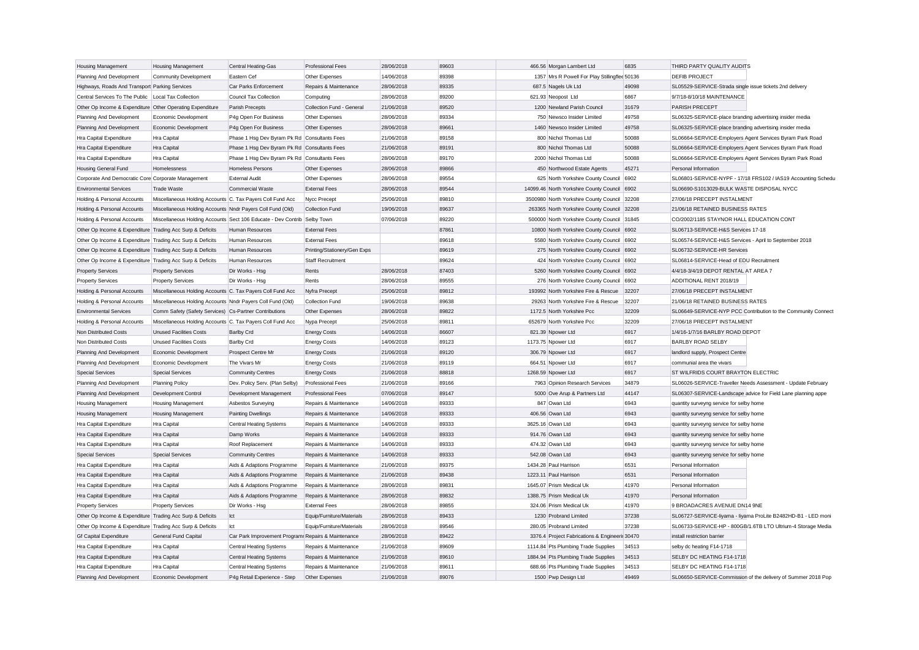| | | | | | | | | | |
|---|---|---|---|---|---|---|---|---|---|
| Housing Management | Housing Management | Central Heating-Gas | Professional Fees | 28/06/2018 | 89603 | 466.56 | Morgan Lambert Ltd | 6835 | THIRD PARTY QUALITY AUDITS |
| Planning And Development | Community Development | Eastern Cef | Other Expenses | 14/06/2018 | 89398 | 1357 | Mrs R Powell For Play Stillingfle | 50136 | DEFIB PROJECT |
| Highways, Roads And Transport | Parking Services | Car Parks Enforcement | Repairs & Maintenance | 28/06/2018 | 89335 | 687.5 | Nagels Uk Ltd | 49098 | SL05529-SERVICE-Strada single issue tickets 2nd delivery |
| Central Services To The Public | Local Tax Collection | Council Tax Collection | Computing | 28/06/2018 | 89200 | 621.93 | Neopost Ltd | 6867 | 9/7/18-8/10/18 MAINTENANCE |
| Other Op Income & Expenditure | Other Operating Expenditure | Parish Precepts | Collection Fund - General | 21/06/2018 | 89520 | 1200 | Newland Parish Council | 31679 | PARISH PRECEPT |
| Planning And Development | Economic Development | P4g Open For Business | Other Expenses | 28/06/2018 | 89334 | 750 | Newsco Insider Limited | 49758 | SL06325-SERVICE-place branding advertising insider media |
| Planning And Development | Economic Development | P4g Open For Business | Other Expenses | 28/06/2018 | 89661 | 1460 | Newsco Insider Limited | 49758 | SL06325-SERVICE-place branding advertising insider media |
| Hra Capital Expenditure | Hra Capital | Phase 1 Hsg Dev Byram Pk Rd | Consultants Fees | 21/06/2018 | 89158 | 800 | Nichol Thomas Ltd | 50088 | SL06664-SERVICE-Employers Agent Services Byram Park Road |
| Hra Capital Expenditure | Hra Capital | Phase 1 Hsg Dev Byram Pk Rd | Consultants Fees | 21/06/2018 | 89191 | 800 | Nichol Thomas Ltd | 50088 | SL06664-SERVICE-Employers Agent Services Byram Park Road |
| Hra Capital Expenditure | Hra Capital | Phase 1 Hsg Dev Byram Pk Rd | Consultants Fees | 28/06/2018 | 89170 | 2000 | Nichol Thomas Ltd | 50088 | SL06664-SERVICE-Employers Agent Services Byram Park Road |
| Housing General Fund | Homelessness | Homeless Persons | Other Expenses | 28/06/2018 | 89866 | 450 | Northwood Estate Agents | 45271 | Personal Information |
| Corporate And Democratic Core | Corporate Management | External Audit | Other Expenses | 28/06/2018 | 89554 | 625 | North Yorkshire County Council | 6902 | SL06801-SERVICE-NYPF - 17/18 FRS102 / IAS19 Accounting Schedu |
| Environmental Services | Trade Waste | Commercial Waste | External Fees | 28/06/2018 | 89544 | 14099.46 | North Yorkshire County Council | 6902 | SL06690-S1013029-BULK WASTE DISPOSAL NYCC |
| Holding & Personal Accounts | Miscellaneous Holding Accounts | C. Tax Payers Coll Fund Acc | Nycc Precept | 25/06/2018 | 89810 | 3500980 | North Yorkshire County Council | 32208 | 27/06/18 PRECEPT INSTALMENT |
| Holding & Personal Accounts | Miscellaneous Holding Accounts | Nndr Payers Coll Fund (Old) | Collection Fund | 19/06/2018 | 89637 | 263365 | North Yorkshire County Council | 32208 | 21/06/18 RETAINED BUSINESS RATES |
| Holding & Personal Accounts | Miscellaneous Holding Accounts | Sect 106 Educate - Dev Contrib | Selby Town | 07/06/2018 | 89220 | 500000 | North Yorkshire County Council | 31845 | CO/2002/1185 STAYNOR HALL EDUCATION CONT |
| Other Op Income & Expenditure | Trading Acc Surp & Deficits | Human Resources | External Fees | | 87861 | 10800 | North Yorkshire County Council | 6902 | SL06713-SERVICE-H&S Services 17-18 |
| Other Op Income & Expenditure | Trading Acc Surp & Deficits | Human Resources | External Fees | | 89618 | 5580 | North Yorkshire County Council | 6902 | SL06574-SERVICE-H&S Services - April to September 2018 |
| Other Op Income & Expenditure | Trading Acc Surp & Deficits | Human Resources | Printing/Stationery/Gen Exps | | 89619 | 275 | North Yorkshire County Council | 6902 | SL06732-SERVICE-HR Services |
| Other Op Income & Expenditure | Trading Acc Surp & Deficits | Human Resources | Staff Recruitment | | 89624 | 424 | North Yorkshire County Council | 6902 | SL06814-SERVICE-Head of EDU Recruitment |
| Property Services | Property Services | Dlr Works - Hsg | Rents | 28/06/2018 | 87403 | 5260 | North Yorkshire County Council | 6902 | 4/4/18-3/4/19 DEPOT RENTAL AT AREA 7 |
| Property Services | Property Services | Dlr Works - Hsg | Rents | 28/06/2018 | 89555 | 276 | North Yorkshire County Council | 6902 | ADDITIONAL RENT 2018/19 |
| Holding & Personal Accounts | Miscellaneous Holding Accounts | C. Tax Payers Coll Fund Acc | Nyfra Precept | 25/06/2018 | 89812 | 193992 | North Yorkshire Fire & Rescue | 32207 | 27/06/18 PRECEPT INSTALMENT |
| Holding & Personal Accounts | Miscellaneous Holding Accounts | Nndr Payers Coll Fund (Old) | Collection Fund | 19/06/2018 | 89638 | 29263 | North Yorkshire Fire & Rescue | 32207 | 21/06/18 RETAINED BUSINESS RATES |
| Environmental Services | Comm Safety (Safety Services) | Cs-Partner Contributions | Other Expenses | 28/06/2018 | 89822 | 1172.5 | North Yorkshire Pcc | 32209 | SL06649-SERVICE-NYP PCC Contribution to the Community Connect |
| Holding & Personal Accounts | Miscellaneous Holding Accounts | C. Tax Payers Coll Fund Acc | Nypa Precept | 25/06/2018 | 89811 | 652679 | North Yorkshire Pcc | 32209 | 27/06/18 PRECEPT INSTALMENT |
| Non Distributed Costs | Unused Facilities Costs | Barlby Crd | Energy Costs | 14/06/2018 | 86607 | 821.39 | Npower Ltd | 6917 | 1/4/16-1/7/16 BARLBY ROAD DEPOT |
| Non Distributed Costs | Unused Facilities Costs | Barlby Crd | Energy Costs | 14/06/2018 | 89123 | 1173.75 | Npower Ltd | 6917 | BARLBY ROAD SELBY |
| Planning And Development | Economic Development | Prospect Centre Mr | Energy Costs | 21/06/2018 | 89120 | 306.79 | Npower Ltd | 6917 | landlord supply, Prospect Centre |
| Planning And Development | Economic Development | The Vivars Mr | Energy Costs | 21/06/2018 | 89119 | 664.51 | Npower Ltd | 6917 | communial area the vivars |
| Special Services | Special Services | Community Centres | Energy Costs | 21/06/2018 | 88818 | 1268.59 | Npower Ltd | 6917 | ST WILFRIDS COURT BRAYTON ELECTRIC |
| Planning And Development | Planning Policy | Dev. Policy Serv. (Plan Selby) | Professional Fees | 21/06/2018 | 89166 | 7963 | Opinion Research Services | 34879 | SL06026-SERVICE-Traveller Needs Assessment - Update February |
| Planning And Development | Development Control | Development Management | Professional Fees | 07/06/2018 | 89147 | 5000 | Ove Arup & Partners Ltd | 44147 | SL06307-SERVICE-Landscape advice for Field Lane planning appe |
| Housing Management | Housing Management | Asbestos Surveying | Repairs & Maintenance | 14/06/2018 | 89333 | 847 | Owan Ltd | 6943 | quantity surveyng service for selby home |
| Housing Management | Housing Management | Painting Dwellings | Repairs & Maintenance | 14/06/2018 | 89333 | 406.56 | Owan Ltd | 6943 | quantity surveyng service for selby home |
| Hra Capital Expenditure | Hra Capital | Central Heating Systems | Repairs & Maintenance | 14/06/2018 | 89333 | 3625.16 | Owan Ltd | 6943 | quantity surveyng service for selby home |
| Hra Capital Expenditure | Hra Capital | Damp Works | Repairs & Maintenance | 14/06/2018 | 89333 | 914.76 | Owan Ltd | 6943 | quantity surveyng service for selby home |
| Hra Capital Expenditure | Hra Capital | Roof Replacement | Repairs & Maintenance | 14/06/2018 | 89333 | 474.32 | Owan Ltd | 6943 | quantity surveyng service for selby home |
| Special Services | Special Services | Community Centres | Repairs & Maintenance | 14/06/2018 | 89333 | 542.08 | Owan Ltd | 6943 | quantity surveyng service for selby home |
| Hra Capital Expenditure | Hra Capital | Aids & Adaptions Programme | Repairs & Maintenance | 21/06/2018 | 89375 | 1434.28 | Paul Harrison | 6531 | Personal Information |
| Hra Capital Expenditure | Hra Capital | Aids & Adaptions Programme | Repairs & Maintenance | 21/06/2018 | 89438 | 1223.11 | Paul Harrison | 6531 | Personal Information |
| Hra Capital Expenditure | Hra Capital | Aids & Adaptions Programme | Repairs & Maintenance | 28/06/2018 | 89831 | 1645.07 | Prism Medical Uk | 41970 | Personal Information |
| Hra Capital Expenditure | Hra Capital | Aids & Adaptions Programme | Repairs & Maintenance | 28/06/2018 | 89832 | 1388.75 | Prism Medical Uk | 41970 | Personal Information |
| Property Services | Property Services | Dlr Works - Hsg | External Fees | 28/06/2018 | 89855 | 324.06 | Prism Medical Uk | 41970 | 9 BROADACRES AVENUE DN14 9NE |
| Other Op Income & Expenditure | Trading Acc Surp & Deficits | Ict | Equip/Furniture/Materials | 28/06/2018 | 89433 | 1230 | Probrand Limited | 37238 | SL06727-SERVICE-Iiyama - Iiyama ProLite B2482HD-B1 - LED moni |
| Other Op Income & Expenditure | Trading Acc Surp & Deficits | Ict | Equip/Furniture/Materials | 28/06/2018 | 89546 | 280.05 | Probrand Limited | 37238 | SL06733-SERVICE-HP - 800GB/1.6TB LTO Ultrium-4 Storage Media |
| Gf Capital Expenditure | General Fund Capital | Car Park Improvement Programme | Repairs & Maintenance | 28/06/2018 | 89422 | 3376.4 | Project Fabrications & Engineeri | 30470 | install restriction barrier |
| Hra Capital Expenditure | Hra Capital | Central Heating Systems | Repairs & Maintenance | 21/06/2018 | 89609 | 1114.84 | Pts Plumbing Trade Supplies | 34513 | selby dc heating F14-1718 |
| Hra Capital Expenditure | Hra Capital | Central Heating Systems | Repairs & Maintenance | 21/06/2018 | 89610 | 1884.94 | Pts Plumbing Trade Supplies | 34513 | SELBY DC HEATING F14-1718 |
| Hra Capital Expenditure | Hra Capital | Central Heating Systems | Repairs & Maintenance | 21/06/2018 | 89611 | 688.66 | Pts Plumbing Trade Supplies | 34513 | SELBY DC HEATING F14-1718 |
| Planning And Development | Economic Development | P4g Retail Experience - Step | Other Expenses | 21/06/2018 | 89076 | 1500 | Pwp Design Ltd | 49469 | SL06650-SERVICE-Commission of the delivery of Summer 2018 Pop |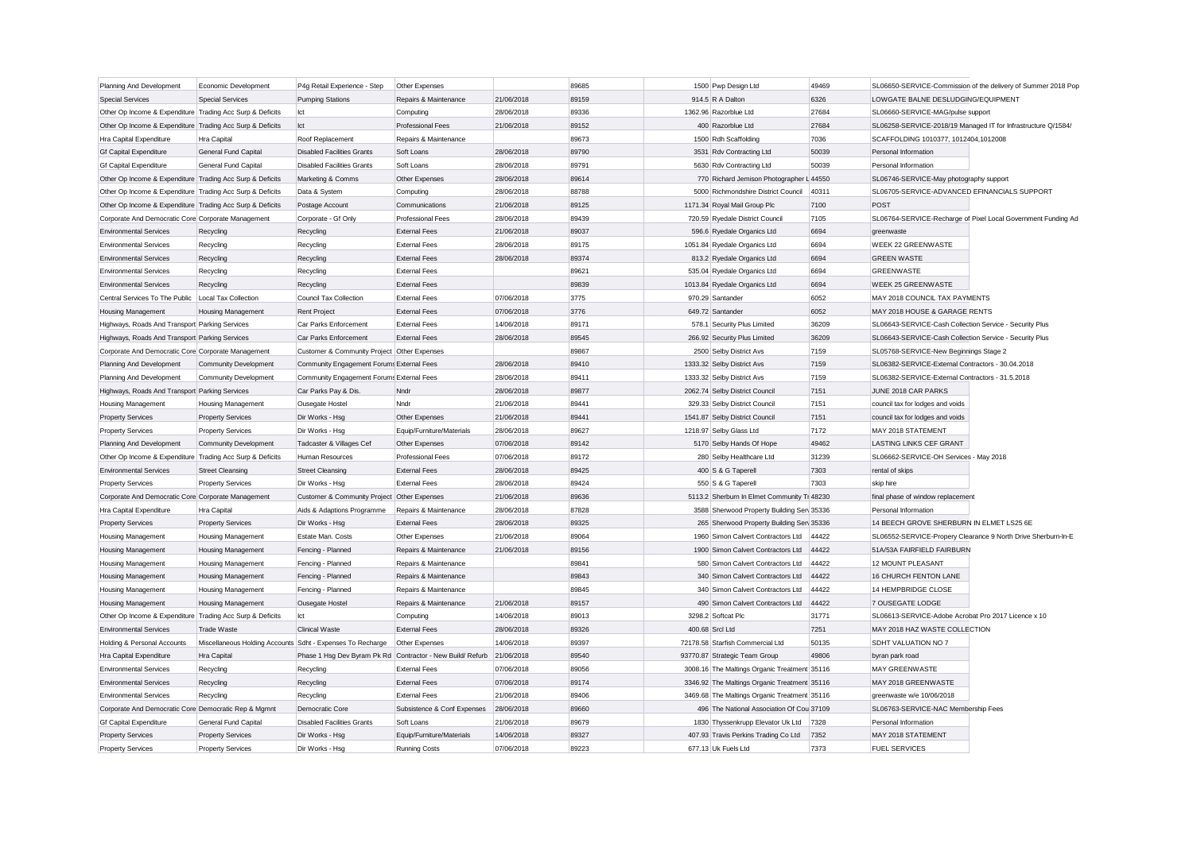| | | | | | | | | | |
|---|---|---|---|---|---|---|---|---|---|
| Planning And Development | Economic Development | P4g Retail Experience - Step | Other Expenses | | 89685 | 1500 | Pwp Design Ltd | 49469 | SL06650-SERVICE-Commission of the delivery of Summer 2018 Pop |
| Special Services | Special Services | Pumping Stations | Repairs & Maintenance | 21/06/2018 | 89159 | 914.5 | R A Dalton | 6326 | LOWGATE BALNE DESLUDGING/EQUIPMENT |
| Other Op Income & Expenditure | Trading Acc Surp & Deficits | Ict | Computing | 28/06/2018 | 89336 | 1362.96 | Razorblue Ltd | 27684 | SL06660-SERVICE-MAG/pulse support |
| Other Op Income & Expenditure | Trading Acc Surp & Deficits | Ict | Professional Fees | 21/06/2018 | 89152 | 400 | Razorblue Ltd | 27684 | SL06258-SERVICE-2018/19 Managed IT for Infrastructure Q/1584/ |
| Hra Capital Expenditure | Hra Capital | Roof Replacement | Repairs & Maintenance | | 89673 | 1500 | Rdh Scaffolding | 7036 | SCAFFOLDING 1010377, 1012404,1012008 |
| Gf Capital Expenditure | General Fund Capital | Disabled Facilities Grants | Soft Loans | 28/06/2018 | 89790 | 3531 | Rdv Contracting Ltd | 50039 | Personal Information |
| Gf Capital Expenditure | General Fund Capital | Disabled Facilities Grants | Soft Loans | 28/06/2018 | 89791 | 5630 | Rdv Contracting Ltd | 50039 | Personal Information |
| Other Op Income & Expenditure | Trading Acc Surp & Deficits | Marketing & Comms | Other Expenses | 28/06/2018 | 89614 | 770 | Richard Jemison Photographer L | 44550 | SL06746-SERVICE-May photography support |
| Other Op Income & Expenditure | Trading Acc Surp & Deficits | Data & System | Computing | 28/06/2018 | 88788 | 5000 | Richmondshire District Council | 40311 | SL06705-SERVICE-ADVANCED EFINANCIALS SUPPORT |
| Other Op Income & Expenditure | Trading Acc Surp & Deficits | Postage Account | Communications | 21/06/2018 | 89125 | 1171.34 | Royal Mail Group Plc | 7100 | POST |
| Corporate And Democratic Core | Corporate Management | Corporate - Gf Only | Professional Fees | 28/06/2018 | 89439 | 720.59 | Ryedale District Council | 7105 | SL06764-SERVICE-Recharge of Pixel Local Government Funding Ad |
| Environmental Services | Recycling | Recycling | External Fees | 21/06/2018 | 89037 | 596.6 | Ryedale Organics Ltd | 6694 | greenwaste |
| Environmental Services | Recycling | Recycling | External Fees | 28/06/2018 | 89175 | 1051.84 | Ryedale Organics Ltd | 6694 | WEEK 22 GREENWASTE |
| Environmental Services | Recycling | Recycling | External Fees | 28/06/2018 | 89374 | 813.2 | Ryedale Organics Ltd | 6694 | GREEN WASTE |
| Environmental Services | Recycling | Recycling | External Fees | | 89621 | 535.04 | Ryedale Organics Ltd | 6694 | GREENWASTE |
| Environmental Services | Recycling | Recycling | External Fees | | 89839 | 1013.84 | Ryedale Organics Ltd | 6694 | WEEK 25 GREENWASTE |
| Central Services To The Public | Local Tax Collection | Council Tax Collection | External Fees | 07/06/2018 | 3775 | 970.29 | Santander | 6052 | MAY 2018 COUNCIL TAX PAYMENTS |
| Housing Management | Housing Management | Rent Project | External Fees | 07/06/2018 | 3776 | 649.72 | Santander | 6052 | MAY 2018 HOUSE & GARAGE RENTS |
| Highways, Roads And Transport | Parking Services | Car Parks Enforcement | External Fees | 14/06/2018 | 89171 | 578.1 | Security Plus Limited | 36209 | SL06643-SERVICE-Cash Collection Service - Security Plus |
| Highways, Roads And Transport | Parking Services | Car Parks Enforcement | External Fees | 28/06/2018 | 89545 | 266.92 | Security Plus Limited | 36209 | SL06643-SERVICE-Cash Collection Service - Security Plus |
| Corporate And Democratic Core | Corporate Management | Customer & Community Project | Other Expenses | | 89867 | 2500 | Selby District Avs | 7159 | SL05768-SERVICE-New Beginnings Stage 2 |
| Planning And Development | Community Development | Community Engagement Forums | External Fees | 28/06/2018 | 89410 | 1333.32 | Selby District Avs | 7159 | SL06382-SERVICE-External Contractors - 30.04.2018 |
| Planning And Development | Community Development | Community Engagement Forums | External Fees | 28/06/2018 | 89411 | 1333.32 | Selby District Avs | 7159 | SL06382-SERVICE-External Contractors - 31.5.2018 |
| Highways, Roads And Transport | Parking Services | Car Parks Pay & Dis. | Nndr | 28/06/2018 | 89877 | 2062.74 | Selby District Council | 7151 | JUNE 2018 CAR PARKS |
| Housing Management | Housing Management | Ousegate Hostel | Nndr | 21/06/2018 | 89441 | 329.33 | Selby District Council | 7151 | council tax for lodges and voids |
| Property Services | Property Services | Dir Works - Hsg | Other Expenses | 21/06/2018 | 89441 | 1541.87 | Selby District Council | 7151 | council tax for lodges and voids |
| Property Services | Property Services | Dir Works - Hsg | Equip/Furniture/Materials | 28/06/2018 | 89627 | 1218.97 | Selby Glass Ltd | 7172 | MAY 2018 STATEMENT |
| Planning And Development | Community Development | Tadcaster & Villages Cef | Other Expenses | 07/06/2018 | 89142 | 5170 | Selby Hands Of Hope | 49462 | LASTING LINKS CEF GRANT |
| Other Op Income & Expenditure | Trading Acc Surp & Deficits | Human Resources | Professional Fees | 07/06/2018 | 89172 | 280 | Selby Healthcare Ltd | 31239 | SL06662-SERVICE-OH Services - May 2018 |
| Environmental Services | Street Cleansing | Street Cleansing | External Fees | 28/06/2018 | 89425 | 400 | S & G Taperell | 7303 | rental of skips |
| Property Services | Property Services | Dir Works - Hsg | External Fees | 28/06/2018 | 89424 | 550 | S & G Taperell | 7303 | skip hire |
| Corporate And Democratic Core | Corporate Management | Customer & Community Project | Other Expenses | 21/06/2018 | 89636 | 5113.2 | Sherburn In Elmet Community Tr | 48230 | final phase of window replacement |
| Hra Capital Expenditure | Hra Capital | Aids & Adaptions Programme | Repairs & Maintenance | 28/06/2018 | 87828 | 3588 | Sherwood Property Building Serv | 35336 | Personal Information |
| Property Services | Property Services | Dir Works - Hsg | External Fees | 28/06/2018 | 89325 | 265 | Sherwood Property Building Serv | 35336 | 14 BEECH GROVE SHERBURN IN ELMET LS25 6E |
| Housing Management | Housing Management | Estate Man. Costs | Other Expenses | 21/06/2018 | 89064 | 1960 | Simon Calvert Contractors Ltd | 44422 | SL06552-SERVICE-Propery Clearance 9 North Drive Sherburn-In-E |
| Housing Management | Housing Management | Fencing - Planned | Repairs & Maintenance | 21/06/2018 | 89156 | 1900 | Simon Calvert Contractors Ltd | 44422 | 51A/53A FAIRFIELD FAIRBURN |
| Housing Management | Housing Management | Fencing - Planned | Repairs & Maintenance | | 89841 | 580 | Simon Calvert Contractors Ltd | 44422 | 12 MOUNT PLEASANT |
| Housing Management | Housing Management | Fencing - Planned | Repairs & Maintenance | | 89843 | 340 | Simon Calvert Contractors Ltd | 44422 | 16 CHURCH FENTON LANE |
| Housing Management | Housing Management | Fencing - Planned | Repairs & Maintenance | | 89845 | 340 | Simon Calvert Contractors Ltd | 44422 | 14 HEMPBRIDGE CLOSE |
| Housing Management | Housing Management | Ousegate Hostel | Repairs & Maintenance | 21/06/2018 | 89157 | 490 | Simon Calvert Contractors Ltd | 44422 | 7 OUSEGATE LODGE |
| Other Op Income & Expenditure | Trading Acc Surp & Deficits | Ict | Computing | 14/06/2018 | 89013 | 3298.2 | Softcat Plc | 31771 | SL06613-SERVICE-Adobe Acrobat Pro 2017 Licence x 10 |
| Environmental Services | Trade Waste | Clinical Waste | External Fees | 28/06/2018 | 89326 | 400.68 | Srcl Ltd | 7251 | MAY 2018 HAZ WASTE COLLECTION |
| Holding & Personal Accounts | Miscellaneous Holding Accounts | Sdht - Expenses To Recharge | Other Expenses | 14/06/2018 | 89397 | 72178.58 | Starfish Commercial Ltd | 50135 | SDHT VALUATION NO 7 |
| Hra Capital Expenditure | Hra Capital | Phase 1 Hsg Dev Byram Pk Rd | Contractor - New Build/ Refurb | 21/06/2018 | 89540 | 93770.87 | Strategic Team Group | 49806 | byran park road |
| Environmental Services | Recycling | Recycling | External Fees | 07/06/2018 | 89056 | 3008.16 | The Maltings Organic Treatment | 35116 | MAY GREENWASTE |
| Environmental Services | Recycling | Recycling | External Fees | 07/06/2018 | 89174 | 3346.92 | The Maltings Organic Treatment | 35116 | MAY 2018 GREENWASTE |
| Environmental Services | Recycling | Recycling | External Fees | 21/06/2018 | 89406 | 3469.68 | The Maltings Organic Treatment | 35116 | greenwaste w/e 10/06/2018 |
| Corporate And Democratic Core | Democratic Rep & Mgmnt | Democratic Core | Subsistence & Conf Expenses | 28/06/2018 | 89660 | 496 | The National Association Of Cou | 37109 | SL06763-SERVICE-NAC Membership Fees |
| Gf Capital Expenditure | General Fund Capital | Disabled Facilities Grants | Soft Loans | 21/06/2018 | 89679 | 1830 | Thyssenkrupp Elevator Uk Ltd | 7328 | Personal Information |
| Property Services | Property Services | Dir Works - Hsg | Equip/Furniture/Materials | 14/06/2018 | 89327 | 407.93 | Travis Perkins Trading Co Ltd | 7352 | MAY 2018 STATEMENT |
| Property Services | Property Services | Dir Works - Hsg | Running Costs | 07/06/2018 | 89223 | 677.13 | Uk Fuels Ltd | 7373 | FUEL SERVICES |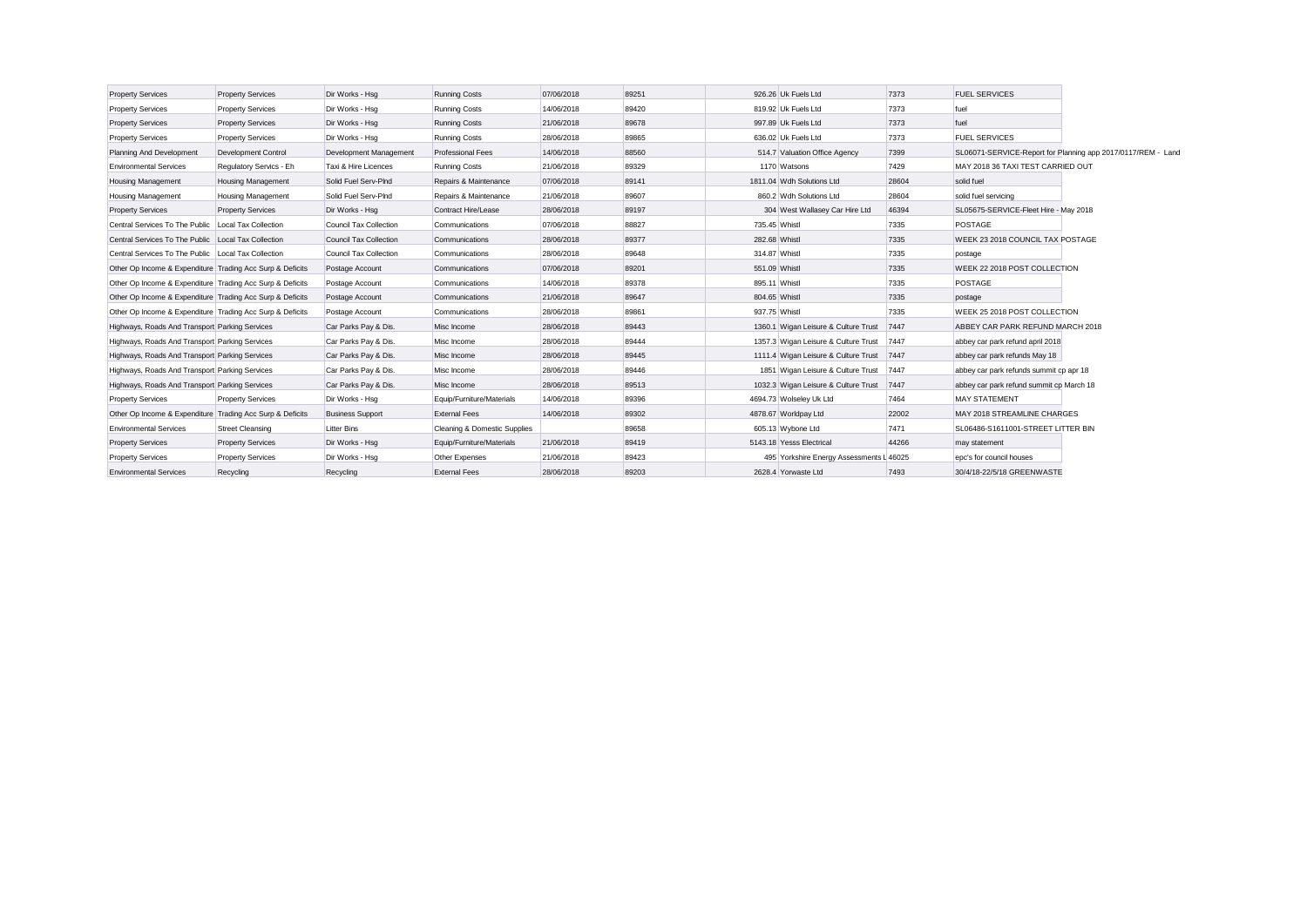| | | | | | | | | | |
|---|---|---|---|---|---|---|---|---|---|
| Property Services | Property Services | Dir Works - Hsg | Running Costs | 07/06/2018 | 89251 | 926.26 | Uk Fuels Ltd | 7373 | FUEL SERVICES |
| Property Services | Property Services | Dir Works - Hsg | Running Costs | 14/06/2018 | 89420 | 819.92 | Uk Fuels Ltd | 7373 | fuel |
| Property Services | Property Services | Dir Works - Hsg | Running Costs | 21/06/2018 | 89678 | 997.89 | Uk Fuels Ltd | 7373 | fuel |
| Property Services | Property Services | Dir Works - Hsg | Running Costs | 28/06/2018 | 89865 | 636.02 | Uk Fuels Ltd | 7373 | FUEL SERVICES |
| Planning And Development | Development Control | Development Management | Professional Fees | 14/06/2018 | 88560 | 514.7 | Valuation Office Agency | 7399 | SL06071-SERVICE-Report for Planning app 2017/0117/REM - Land |
| Environmental Services | Regulatory Servics - Eh | Taxi & Hire Licences | Running Costs | 21/06/2018 | 89329 | 1170 | Watsons | 7429 | MAY 2018 36 TAXI TEST CARRIED OUT |
| Housing Management | Housing Management | Solid Fuel Serv-Plnd | Repairs & Maintenance | 07/06/2018 | 89141 | 1811.04 | Wdh Solutions Ltd | 28604 | solid fuel |
| Housing Management | Housing Management | Solid Fuel Serv-Plnd | Repairs & Maintenance | 21/06/2018 | 89607 | 860.2 | Wdh Solutions Ltd | 28604 | solid fuel servicing |
| Property Services | Property Services | Dir Works - Hsg | Contract Hire/Lease | 28/06/2018 | 89197 | 304 | West Wallasey Car Hire Ltd | 46394 | SL05675-SERVICE-Fleet Hire - May 2018 |
| Central Services To The Public | Local Tax Collection | Council Tax Collection | Communications | 07/06/2018 | 88827 | 735.45 | Whistl | 7335 | POSTAGE |
| Central Services To The Public | Local Tax Collection | Council Tax Collection | Communications | 28/06/2018 | 89377 | 282.68 | Whistl | 7335 | WEEK 23 2018 COUNCIL TAX POSTAGE |
| Central Services To The Public | Local Tax Collection | Council Tax Collection | Communications | 28/06/2018 | 89648 | 314.87 | Whistl | 7335 | postage |
| Other Op Income & Expenditure | Trading Acc Surp & Deficits | Postage Account | Communications | 07/06/2018 | 89201 | 551.09 | Whistl | 7335 | WEEK 22 2018 POST COLLECTION |
| Other Op Income & Expenditure | Trading Acc Surp & Deficits | Postage Account | Communications | 14/06/2018 | 89378 | 895.11 | Whistl | 7335 | POSTAGE |
| Other Op Income & Expenditure | Trading Acc Surp & Deficits | Postage Account | Communications | 21/06/2018 | 89647 | 804.65 | Whistl | 7335 | postage |
| Other Op Income & Expenditure | Trading Acc Surp & Deficits | Postage Account | Communications | 28/06/2018 | 89861 | 937.75 | Whistl | 7335 | WEEK 25 2018 POST COLLECTION |
| Highways, Roads And Transport | Parking Services | Car Parks Pay & Dis. | Misc Income | 28/06/2018 | 89443 | 1360.1 | Wigan Leisure & Culture Trust | 7447 | ABBEY CAR PARK REFUND MARCH 2018 |
| Highways, Roads And Transport | Parking Services | Car Parks Pay & Dis. | Misc Income | 28/06/2018 | 89444 | 1357.3 | Wigan Leisure & Culture Trust | 7447 | abbey car park refund april 2018 |
| Highways, Roads And Transport | Parking Services | Car Parks Pay & Dis. | Misc Income | 28/06/2018 | 89445 | 1111.4 | Wigan Leisure & Culture Trust | 7447 | abbey car park refunds May 18 |
| Highways, Roads And Transport | Parking Services | Car Parks Pay & Dis. | Misc Income | 28/06/2018 | 89446 | 1851 | Wigan Leisure & Culture Trust | 7447 | abbey car park refunds summit cp apr 18 |
| Highways, Roads And Transport | Parking Services | Car Parks Pay & Dis. | Misc Income | 28/06/2018 | 89513 | 1032.3 | Wigan Leisure & Culture Trust | 7447 | abbey car park refund summit cp March 18 |
| Property Services | Property Services | Dir Works - Hsg | Equip/Furniture/Materials | 14/06/2018 | 89396 | 4694.73 | Wolseley Uk Ltd | 7464 | MAY STATEMENT |
| Other Op Income & Expenditure | Trading Acc Surp & Deficits | Business Support | External Fees | 14/06/2018 | 89302 | 4878.67 | Worldpay Ltd | 22002 | MAY 2018 STREAMLINE CHARGES |
| Environmental Services | Street Cleansing | Litter Bins | Cleaning & Domestic Supplies | | 89658 | 605.13 | Wybone Ltd | 7471 | SL06486-S1611001-STREET LITTER BIN |
| Property Services | Property Services | Dir Works - Hsg | Equip/Furniture/Materials | 21/06/2018 | 89419 | 5143.18 | Yesss Electrical | 44266 | may statement |
| Property Services | Property Services | Dir Works - Hsg | Other Expenses | 21/06/2018 | 89423 | 495 | Yorkshire Energy Assessments L | 46025 | epc's for council houses |
| Environmental Services | Recycling | Recycling | External Fees | 28/06/2018 | 89203 | 2628.4 | Yorwaste Ltd | 7493 | 30/4/18-22/5/18 GREENWASTE |